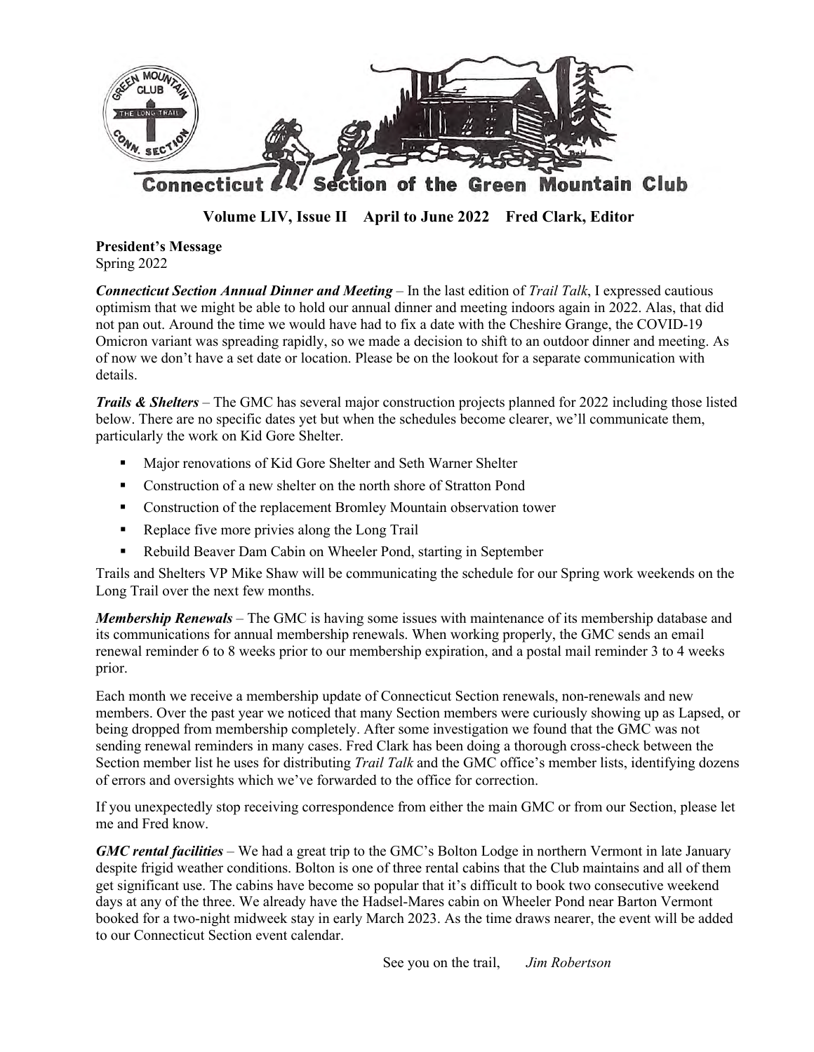# Connecticut Section of the Green Mountain Club

**Volume LIV, Issue II April to June 2022 Fred Clark, Editor**

**President's Message**
Spring 2022

***Connecticut Section Annual Dinner and Meeting*** – In the last edition of *Trail Talk*, I expressed cautious optimism that we might be able to hold our annual dinner and meeting indoors again in 2022. Alas, that did not pan out. Around the time we would have had to fix a date with the Cheshire Grange, the COVID-19 Omicron variant was spreading rapidly, so we made a decision to shift to an outdoor dinner and meeting. As of now we don't have a set date or location. Please be on the lookout for a separate communication with details.

***Trails & Shelters*** – The GMC has several major construction projects planned for 2022 including those listed below. There are no specific dates yet but when the schedules become clearer, we'll communicate them, particularly the work on Kid Gore Shelter.

- Major renovations of Kid Gore Shelter and Seth Warner Shelter
- Construction of a new shelter on the north shore of Stratton Pond
- Construction of the replacement Bromley Mountain observation tower
- Replace five more privies along the Long Trail
- Rebuild Beaver Dam Cabin on Wheeler Pond, starting in September

Trails and Shelters VP Mike Shaw will be communicating the schedule for our Spring work weekends on the Long Trail over the next few months.

***Membership Renewals*** – The GMC is having some issues with maintenance of its membership database and its communications for annual membership renewals. When working properly, the GMC sends an email renewal reminder 6 to 8 weeks prior to our membership expiration, and a postal mail reminder 3 to 4 weeks prior.

Each month we receive a membership update of Connecticut Section renewals, non-renewals and new members. Over the past year we noticed that many Section members were curiously showing up as Lapsed, or being dropped from membership completely. After some investigation we found that the GMC was not sending renewal reminders in many cases. Fred Clark has been doing a thorough cross-check between the Section member list he uses for distributing *Trail Talk* and the GMC office's member lists, identifying dozens of errors and oversights which we've forwarded to the office for correction.

If you unexpectedly stop receiving correspondence from either the main GMC or from our Section, please let me and Fred know.

***GMC rental facilities*** – We had a great trip to the GMC's Bolton Lodge in northern Vermont in late January despite frigid weather conditions. Bolton is one of three rental cabins that the Club maintains and all of them get significant use. The cabins have become so popular that it's difficult to book two consecutive weekend days at any of the three. We already have the Hadsel-Mares cabin on Wheeler Pond near Barton Vermont booked for a two-night midweek stay in early March 2023. As the time draws nearer, the event will be added to our Connecticut Section event calendar.

See you on the trail, *Jim Robertson*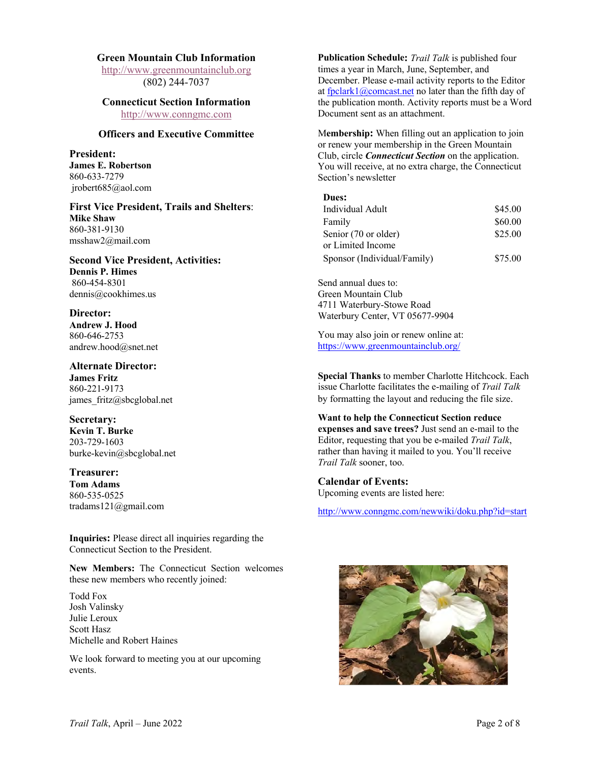## Green Mountain Club Information

http://www.greenmountainclub.org
(802) 244-7037

## Connecticut Section Information

http://www.conngmc.com

## Officers and Executive Committee

**President:**
**James E. Robertson**
860-633-7279
jrobert685@aol.com

**First Vice President, Trails and Shelters:**
**Mike Shaw**
860-381-9130
msshaw2@mail.com

**Second Vice President, Activities:**
**Dennis P. Himes**
860-454-8301
dennis@cookhimes.us

**Director:**
**Andrew J. Hood**
860-646-2753
andrew.hood@snet.net

**Alternate Director:**
**James Fritz**
860-221-9173
james_fritz@sbcglobal.net

**Secretary:**
**Kevin T. Burke**
203-729-1603
burke-kevin@sbcglobal.net

**Treasurer:**
**Tom Adams**
860-535-0525
tradams121@gmail.com

**Inquiries:** Please direct all inquiries regarding the Connecticut Section to the President.

**New Members:** The Connecticut Section welcomes these new members who recently joined:

Todd Fox
Josh Valinsky
Julie Leroux
Scott Hasz
Michelle and Robert Haines

We look forward to meeting you at our upcoming events.

**Publication Schedule:** *Trail Talk* is published four times a year in March, June, September, and December. Please e-mail activity reports to the Editor at fpclark1@comcast.net no later than the fifth day of the publication month. Activity reports must be a Word Document sent as an attachment.

**Membership:** When filling out an application to join or renew your membership in the Green Mountain Club, circle ***Connecticut Section*** on the application. You will receive, at no extra charge, the Connecticut Section's newsletter

**Dues:**

| | |
|---|---|
| Individual Adult | $45.00 |
| Family | $60.00 |
| Senior (70 or older) or Limited Income | $25.00 |
| Sponsor (Individual/Family) | $75.00 |

Send annual dues to:
Green Mountain Club
4711 Waterbury-Stowe Road
Waterbury Center, VT 05677-9904

You may also join or renew online at:
https://www.greenmountainclub.org/

**Special Thanks** to member Charlotte Hitchcock. Each issue Charlotte facilitates the e-mailing of *Trail Talk* by formatting the layout and reducing the file size.

**Want to help the Connecticut Section reduce expenses and save trees?** Just send an e-mail to the Editor, requesting that you be e-mailed *Trail Talk*, rather than having it mailed to you. You'll receive *Trail Talk* sooner, too.

**Calendar of Events:**
Upcoming events are listed here:

http://www.conngmc.com/newwiki/doku.php?id=start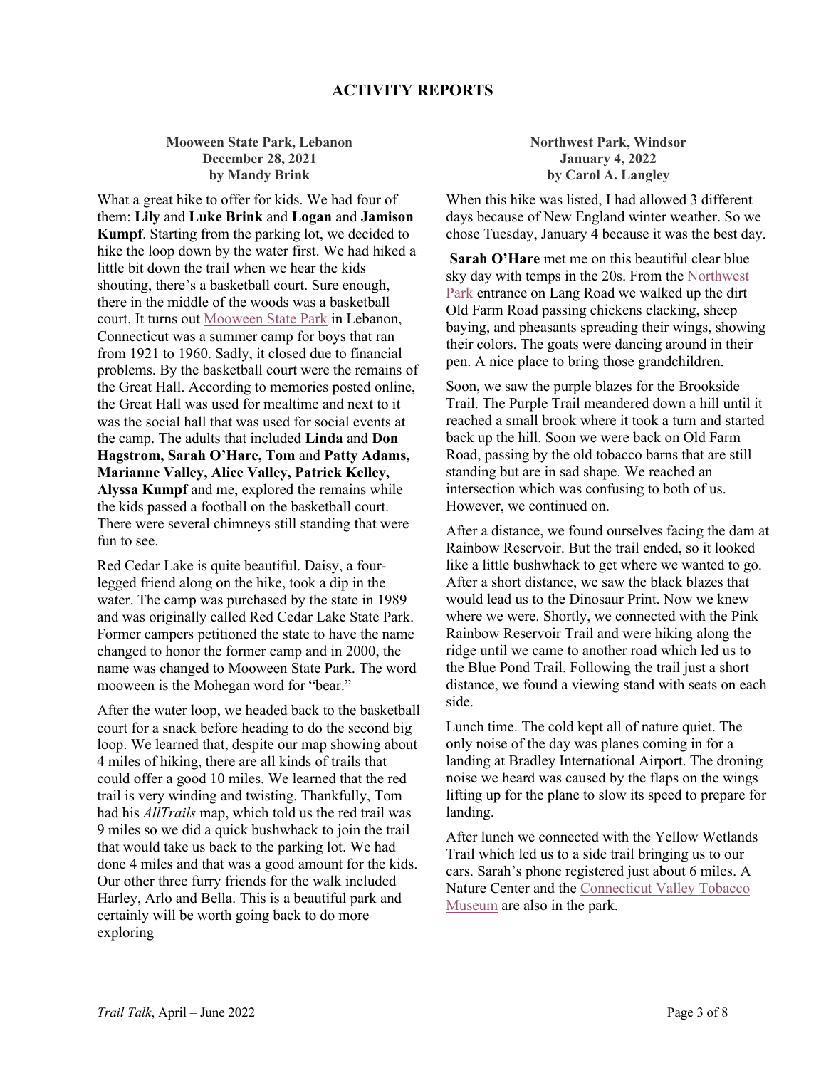# ACTIVITY REPORTS

### Mooween State Park, Lebanon
### December 28, 2021
### by Mandy Brink

What a great hike to offer for kids. We had four of them: **Lily** and **Luke Brink** and **Logan** and **Jamison Kumpf**. Starting from the parking lot, we decided to hike the loop down by the water first. We had hiked a little bit down the trail when we hear the kids shouting, there's a basketball court. Sure enough, there in the middle of the woods was a basketball court. It turns out Mooween State Park in Lebanon, Connecticut was a summer camp for boys that ran from 1921 to 1960. Sadly, it closed due to financial problems. By the basketball court were the remains of the Great Hall. According to memories posted online, the Great Hall was used for mealtime and next to it was the social hall that was used for social events at the camp. The adults that included **Linda** and **Don Hagstrom, Sarah O'Hare, Tom** and **Patty Adams, Marianne Valley, Alice Valley, Patrick Kelley, Alyssa Kumpf** and me, explored the remains while the kids passed a football on the basketball court. There were several chimneys still standing that were fun to see.

Red Cedar Lake is quite beautiful. Daisy, a four-legged friend along on the hike, took a dip in the water. The camp was purchased by the state in 1989 and was originally called Red Cedar Lake State Park. Former campers petitioned the state to have the name changed to honor the former camp and in 2000, the name was changed to Mooween State Park. The word mooween is the Mohegan word for "bear."

After the water loop, we headed back to the basketball court for a snack before heading to do the second big loop. We learned that, despite our map showing about 4 miles of hiking, there are all kinds of trails that could offer a good 10 miles. We learned that the red trail is very winding and twisting. Thankfully, Tom had his *AllTrails* map, which told us the red trail was 9 miles so we did a quick bushwhack to join the trail that would take us back to the parking lot. We had done 4 miles and that was a good amount for the kids. Our other three furry friends for the walk included Harley, Arlo and Bella. This is a beautiful park and certainly will be worth going back to do more exploring

### Northwest Park, Windsor
### January 4, 2022
### by Carol A. Langley

When this hike was listed, I had allowed 3 different days because of New England winter weather. So we chose Tuesday, January 4 because it was the best day.

**Sarah O'Hare** met me on this beautiful clear blue sky day with temps in the 20s. From the Northwest Park entrance on Lang Road we walked up the dirt Old Farm Road passing chickens clacking, sheep baying, and pheasants spreading their wings, showing their colors. The goats were dancing around in their pen. A nice place to bring those grandchildren.

Soon, we saw the purple blazes for the Brookside Trail. The Purple Trail meandered down a hill until it reached a small brook where it took a turn and started back up the hill. Soon we were back on Old Farm Road, passing by the old tobacco barns that are still standing but are in sad shape. We reached an intersection which was confusing to both of us. However, we continued on.

After a distance, we found ourselves facing the dam at Rainbow Reservoir. But the trail ended, so it looked like a little bushwhack to get where we wanted to go. After a short distance, we saw the black blazes that would lead us to the Dinosaur Print. Now we knew where we were. Shortly, we connected with the Pink Rainbow Reservoir Trail and were hiking along the ridge until we came to another road which led us to the Blue Pond Trail. Following the trail just a short distance, we found a viewing stand with seats on each side.

Lunch time. The cold kept all of nature quiet. The only noise of the day was planes coming in for a landing at Bradley International Airport. The droning noise we heard was caused by the flaps on the wings lifting up for the plane to slow its speed to prepare for landing.

After lunch we connected with the Yellow Wetlands Trail which led us to a side trail bringing us to our cars. Sarah's phone registered just about 6 miles. A Nature Center and the Connecticut Valley Tobacco Museum are also in the park.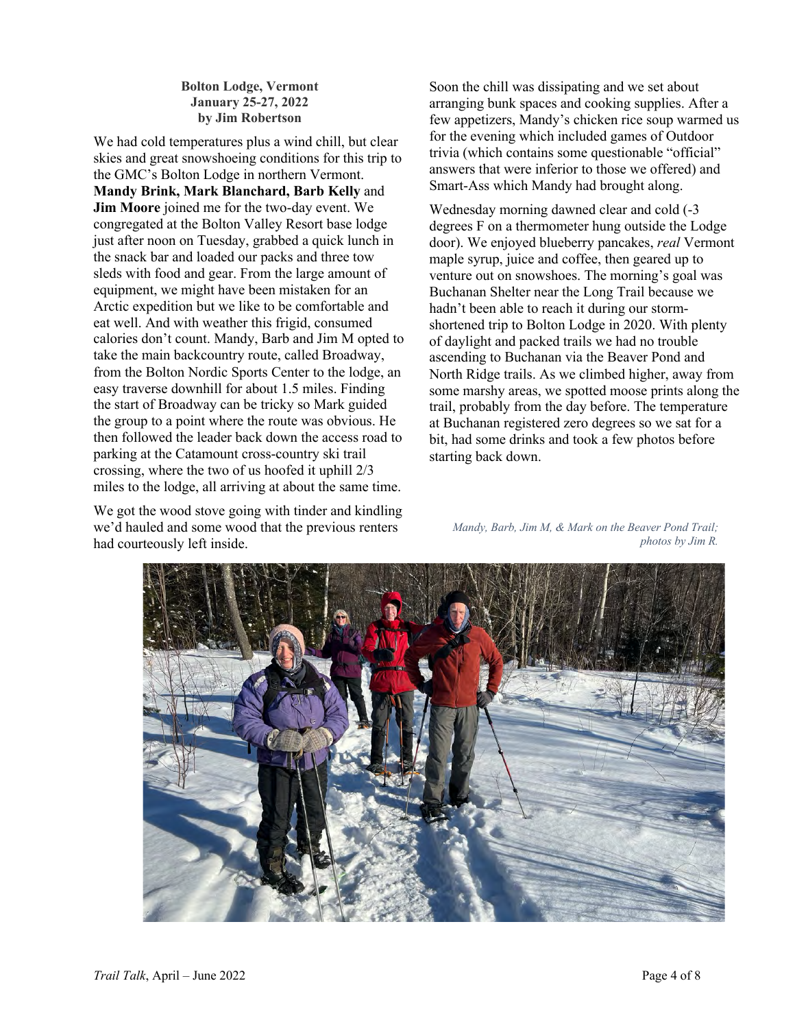**Bolton Lodge, Vermont**
**January 25-27, 2022**
**by Jim Robertson**

We had cold temperatures plus a wind chill, but clear skies and great snowshoeing conditions for this trip to the GMC's Bolton Lodge in northern Vermont. **Mandy Brink, Mark Blanchard, Barb Kelly** and **Jim Moore** joined me for the two-day event. We congregated at the Bolton Valley Resort base lodge just after noon on Tuesday, grabbed a quick lunch in the snack bar and loaded our packs and three tow sleds with food and gear. From the large amount of equipment, we might have been mistaken for an Arctic expedition but we like to be comfortable and eat well. And with weather this frigid, consumed calories don't count. Mandy, Barb and Jim M opted to take the main backcountry route, called Broadway, from the Bolton Nordic Sports Center to the lodge, an easy traverse downhill for about 1.5 miles. Finding the start of Broadway can be tricky so Mark guided the group to a point where the route was obvious. He then followed the leader back down the access road to parking at the Catamount cross-country ski trail crossing, where the two of us hoofed it uphill 2/3 miles to the lodge, all arriving at about the same time.

We got the wood stove going with tinder and kindling we'd hauled and some wood that the previous renters had courteously left inside.

Soon the chill was dissipating and we set about arranging bunk spaces and cooking supplies. After a few appetizers, Mandy's chicken rice soup warmed us for the evening which included games of Outdoor trivia (which contains some questionable "official" answers that were inferior to those we offered) and Smart-Ass which Mandy had brought along.

Wednesday morning dawned clear and cold (-3 degrees F on a thermometer hung outside the Lodge door). We enjoyed blueberry pancakes, *real* Vermont maple syrup, juice and coffee, then geared up to venture out on snowshoes. The morning's goal was Buchanan Shelter near the Long Trail because we hadn't been able to reach it during our storm-shortened trip to Bolton Lodge in 2020. With plenty of daylight and packed trails we had no trouble ascending to Buchanan via the Beaver Pond and North Ridge trails. As we climbed higher, away from some marshy areas, we spotted moose prints along the trail, probably from the day before. The temperature at Buchanan registered zero degrees so we sat for a bit, had some drinks and took a few photos before starting back down.

*Mandy, Barb, Jim M, & Mark on the Beaver Pond Trail; photos by Jim R.*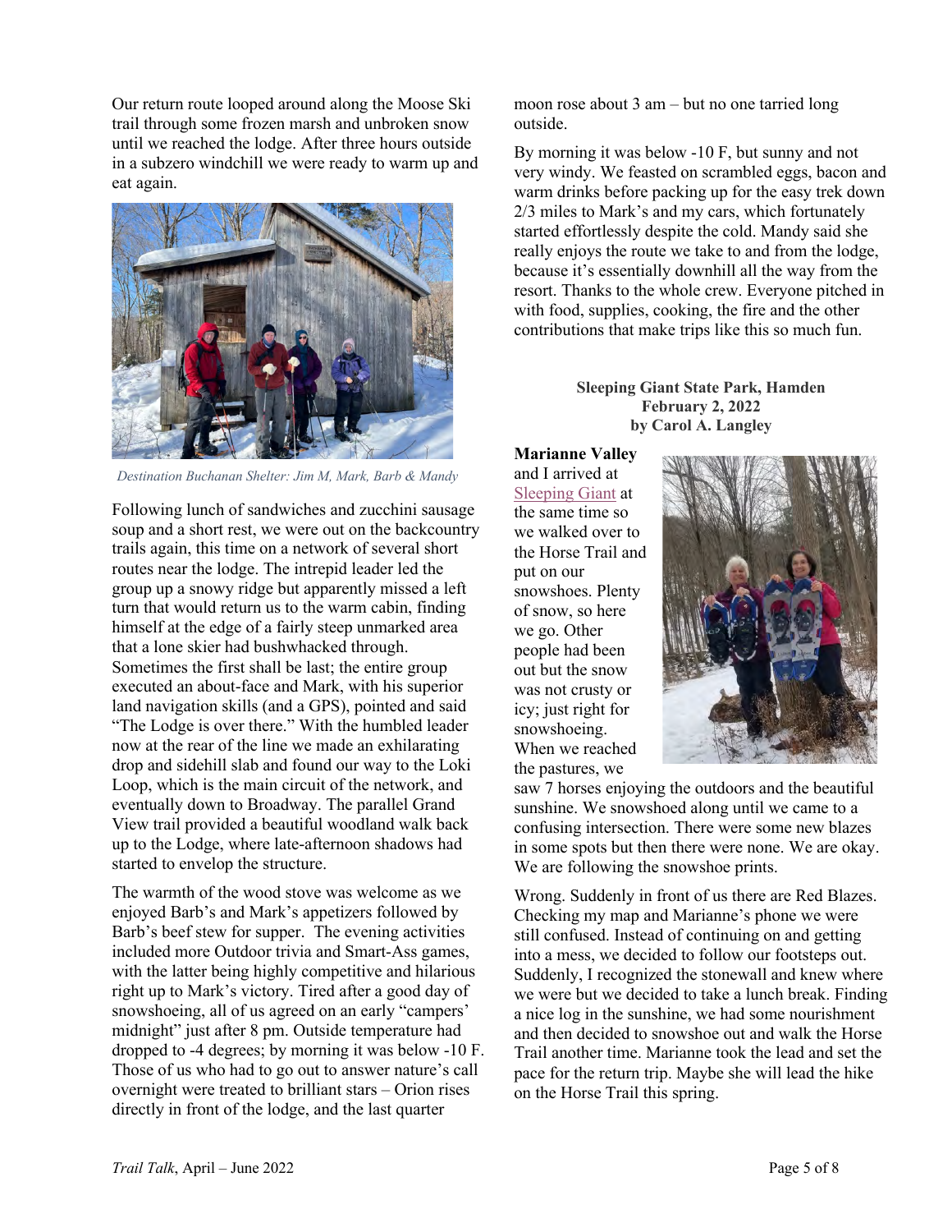Our return route looped around along the Moose Ski trail through some frozen marsh and unbroken snow until we reached the lodge. After three hours outside in a subzero windchill we were ready to warm up and eat again.

*Destination Buchanan Shelter: Jim M, Mark, Barb & Mandy*

Following lunch of sandwiches and zucchini sausage soup and a short rest, we were out on the backcountry trails again, this time on a network of several short routes near the lodge. The intrepid leader led the group up a snowy ridge but apparently missed a left turn that would return us to the warm cabin, finding himself at the edge of a fairly steep unmarked area that a lone skier had bushwhacked through. Sometimes the first shall be last; the entire group executed an about-face and Mark, with his superior land navigation skills (and a GPS), pointed and said "The Lodge is over there." With the humbled leader now at the rear of the line we made an exhilarating drop and sidehill slab and found our way to the Loki Loop, which is the main circuit of the network, and eventually down to Broadway. The parallel Grand View trail provided a beautiful woodland walk back up to the Lodge, where late-afternoon shadows had started to envelop the structure.

The warmth of the wood stove was welcome as we enjoyed Barb's and Mark's appetizers followed by Barb's beef stew for supper. The evening activities included more Outdoor trivia and Smart-Ass games, with the latter being highly competitive and hilarious right up to Mark's victory. Tired after a good day of snowshoeing, all of us agreed on an early "campers' midnight" just after 8 pm. Outside temperature had dropped to -4 degrees; by morning it was below -10 F. Those of us who had to go out to answer nature's call overnight were treated to brilliant stars – Orion rises directly in front of the lodge, and the last quarter moon rose about 3 am – but no one tarried long outside.

By morning it was below -10 F, but sunny and not very windy. We feasted on scrambled eggs, bacon and warm drinks before packing up for the easy trek down 2/3 miles to Mark's and my cars, which fortunately started effortlessly despite the cold. Mandy said she really enjoys the route we take to and from the lodge, because it's essentially downhill all the way from the resort. Thanks to the whole crew. Everyone pitched in with food, supplies, cooking, the fire and the other contributions that make trips like this so much fun.

**Sleeping Giant State Park, Hamden**
**February 2, 2022**
**by Carol A. Langley**

**Marianne Valley** and I arrived at Sleeping Giant at the same time so we walked over to the Horse Trail and put on our snowshoes. Plenty of snow, so here we go. Other people had been out but the snow was not crusty or icy; just right for snowshoeing. When we reached the pastures, we saw 7 horses enjoying the outdoors and the beautiful sunshine. We snowshoed along until we came to a confusing intersection. There were some new blazes in some spots but then there were none. We are okay. We are following the snowshoe prints.

Wrong. Suddenly in front of us there are Red Blazes. Checking my map and Marianne's phone we were still confused. Instead of continuing on and getting into a mess, we decided to follow our footsteps out. Suddenly, I recognized the stonewall and knew where we were but we decided to take a lunch break. Finding a nice log in the sunshine, we had some nourishment and then decided to snowshoe out and walk the Horse Trail another time. Marianne took the lead and set the pace for the return trip. Maybe she will lead the hike on the Horse Trail this spring.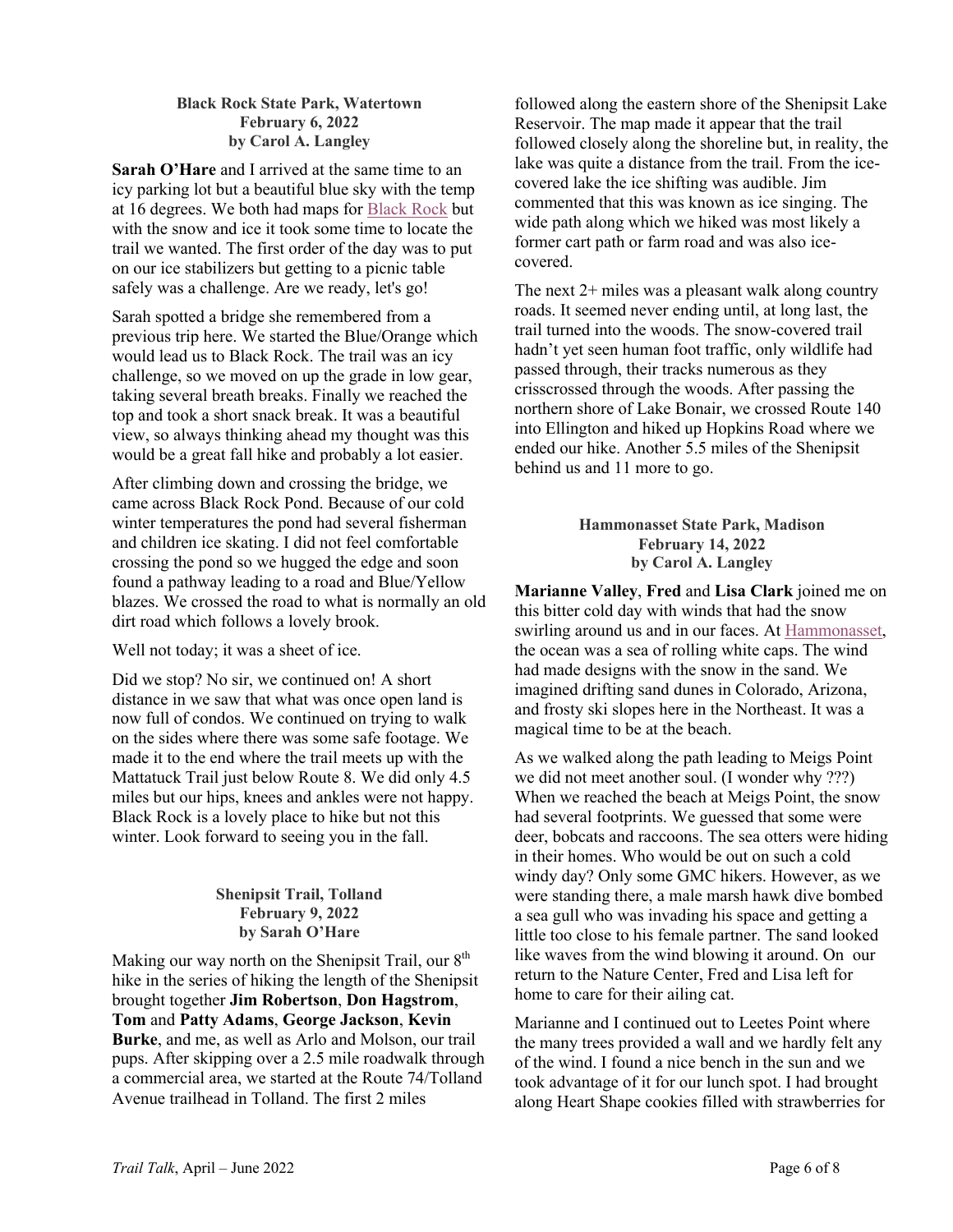### Black Rock State Park, Watertown
### February 6, 2022
### by Carol A. Langley

**Sarah O'Hare** and I arrived at the same time to an icy parking lot but a beautiful blue sky with the temp at 16 degrees. We both had maps for Black Rock but with the snow and ice it took some time to locate the trail we wanted. The first order of the day was to put on our ice stabilizers but getting to a picnic table safely was a challenge. Are we ready, let's go!

Sarah spotted a bridge she remembered from a previous trip here. We started the Blue/Orange which would lead us to Black Rock. The trail was an icy challenge, so we moved on up the grade in low gear, taking several breath breaks. Finally we reached the top and took a short snack break. It was a beautiful view, so always thinking ahead my thought was this would be a great fall hike and probably a lot easier.

After climbing down and crossing the bridge, we came across Black Rock Pond. Because of our cold winter temperatures the pond had several fisherman and children ice skating. I did not feel comfortable crossing the pond so we hugged the edge and soon found a pathway leading to a road and Blue/Yellow blazes. We crossed the road to what is normally an old dirt road which follows a lovely brook.

Well not today; it was a sheet of ice.

Did we stop? No sir, we continued on! A short distance in we saw that what was once open land is now full of condos. We continued on trying to walk on the sides where there was some safe footage. We made it to the end where the trail meets up with the Mattatuck Trail just below Route 8. We did only 4.5 miles but our hips, knees and ankles were not happy. Black Rock is a lovely place to hike but not this winter. Look forward to seeing you in the fall.

### Shenipsit Trail, Tolland
### February 9, 2022
### by Sarah O'Hare

Making our way north on the Shenipsit Trail, our 8th hike in the series of hiking the length of the Shenipsit brought together **Jim Robertson**, **Don Hagstrom**, **Tom** and **Patty Adams**, **George Jackson**, **Kevin Burke**, and me, as well as Arlo and Molson, our trail pups. After skipping over a 2.5 mile roadwalk through a commercial area, we started at the Route 74/Tolland Avenue trailhead in Tolland. The first 2 miles followed along the eastern shore of the Shenipsit Lake Reservoir. The map made it appear that the trail followed closely along the shoreline but, in reality, the lake was quite a distance from the trail. From the ice-covered lake the ice shifting was audible. Jim commented that this was known as ice singing. The wide path along which we hiked was most likely a former cart path or farm road and was also ice-covered.

The next 2+ miles was a pleasant walk along country roads. It seemed never ending until, at long last, the trail turned into the woods. The snow-covered trail hadn't yet seen human foot traffic, only wildlife had passed through, their tracks numerous as they crisscrossed through the woods. After passing the northern shore of Lake Bonair, we crossed Route 140 into Ellington and hiked up Hopkins Road where we ended our hike. Another 5.5 miles of the Shenipsit behind us and 11 more to go.

### Hammonasset State Park, Madison
### February 14, 2022
### by Carol A. Langley

**Marianne Valley**, **Fred** and **Lisa Clark** joined me on this bitter cold day with winds that had the snow swirling around us and in our faces. At Hammonasset, the ocean was a sea of rolling white caps. The wind had made designs with the snow in the sand. We imagined drifting sand dunes in Colorado, Arizona, and frosty ski slopes here in the Northeast. It was a magical time to be at the beach.

As we walked along the path leading to Meigs Point we did not meet another soul. (I wonder why ???) When we reached the beach at Meigs Point, the snow had several footprints. We guessed that some were deer, bobcats and raccoons. The sea otters were hiding in their homes. Who would be out on such a cold windy day? Only some GMC hikers. However, as we were standing there, a male marsh hawk dive bombed a sea gull who was invading his space and getting a little too close to his female partner. The sand looked like waves from the wind blowing it around. On our return to the Nature Center, Fred and Lisa left for home to care for their ailing cat.

Marianne and I continued out to Leetes Point where the many trees provided a wall and we hardly felt any of the wind. I found a nice bench in the sun and we took advantage of it for our lunch spot. I had brought along Heart Shape cookies filled with strawberries for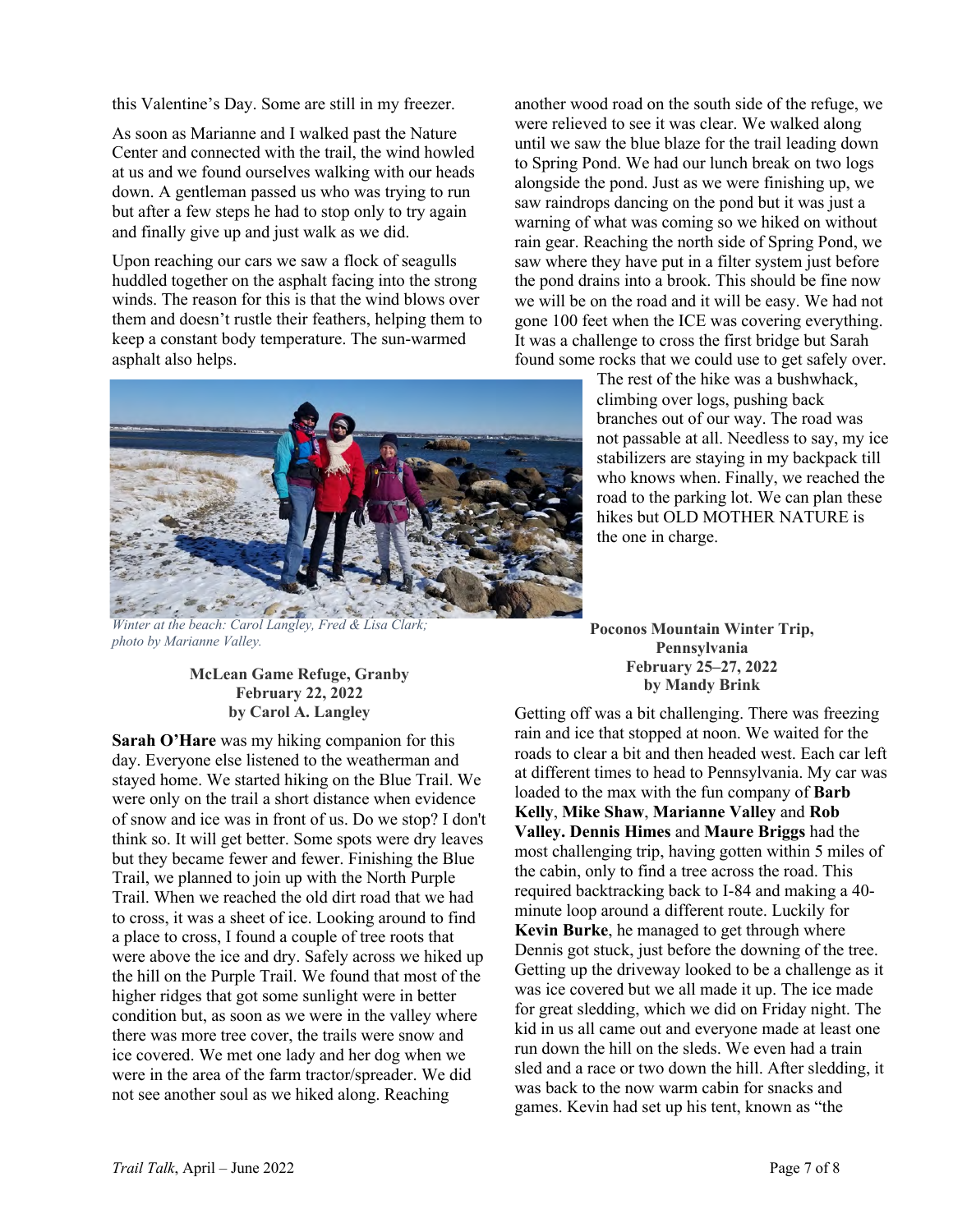this Valentine's Day. Some are still in my freezer.

As soon as Marianne and I walked past the Nature Center and connected with the trail, the wind howled at us and we found ourselves walking with our heads down. A gentleman passed us who was trying to run but after a few steps he had to stop only to try again and finally give up and just walk as we did.

Upon reaching our cars we saw a flock of seagulls huddled together on the asphalt facing into the strong winds. The reason for this is that the wind blows over them and doesn't rustle their feathers, helping them to keep a constant body temperature. The sun-warmed asphalt also helps.

*Winter at the beach: Carol Langley, Fred & Lisa Clark; photo by Marianne Valley.*

### McLean Game Refuge, Granby
### February 22, 2022
### by Carol A. Langley

**Sarah O'Hare** was my hiking companion for this day. Everyone else listened to the weatherman and stayed home. We started hiking on the Blue Trail. We were only on the trail a short distance when evidence of snow and ice was in front of us. Do we stop? I don't think so. It will get better. Some spots were dry leaves but they became fewer and fewer. Finishing the Blue Trail, we planned to join up with the North Purple Trail. When we reached the old dirt road that we had to cross, it was a sheet of ice. Looking around to find a place to cross, I found a couple of tree roots that were above the ice and dry. Safely across we hiked up the hill on the Purple Trail. We found that most of the higher ridges that got some sunlight were in better condition but, as soon as we were in the valley where there was more tree cover, the trails were snow and ice covered. We met one lady and her dog when we were in the area of the farm tractor/spreader. We did not see another soul as we hiked along. Reaching another wood road on the south side of the refuge, we were relieved to see it was clear. We walked along until we saw the blue blaze for the trail leading down to Spring Pond. We had our lunch break on two logs alongside the pond. Just as we were finishing up, we saw raindrops dancing on the pond but it was just a warning of what was coming so we hiked on without rain gear. Reaching the north side of Spring Pond, we saw where they have put in a filter system just before the pond drains into a brook. This should be fine now we will be on the road and it will be easy. We had not gone 100 feet when the ICE was covering everything. It was a challenge to cross the first bridge but Sarah found some rocks that we could use to get safely over. The rest of the hike was a bushwhack, climbing over logs, pushing back branches out of our way. The road was not passable at all. Needless to say, my ice stabilizers are staying in my backpack till who knows when. Finally, we reached the road to the parking lot. We can plan these hikes but OLD MOTHER NATURE is the one in charge.

### Poconos Mountain Winter Trip, Pennsylvania
### February 25–27, 2022
### by Mandy Brink

Getting off was a bit challenging. There was freezing rain and ice that stopped at noon. We waited for the roads to clear a bit and then headed west. Each car left at different times to head to Pennsylvania. My car was loaded to the max with the fun company of **Barb Kelly**, **Mike Shaw**, **Marianne Valley** and **Rob Valley. Dennis Himes** and **Maure Briggs** had the most challenging trip, having gotten within 5 miles of the cabin, only to find a tree across the road. This required backtracking back to I-84 and making a 40-minute loop around a different route. Luckily for **Kevin Burke**, he managed to get through where Dennis got stuck, just before the downing of the tree. Getting up the driveway looked to be a challenge as it was ice covered but we all made it up. The ice made for great sledding, which we did on Friday night. The kid in us all came out and everyone made at least one run down the hill on the sleds. We even had a train sled and a race or two down the hill. After sledding, it was back to the now warm cabin for snacks and games. Kevin had set up his tent, known as "the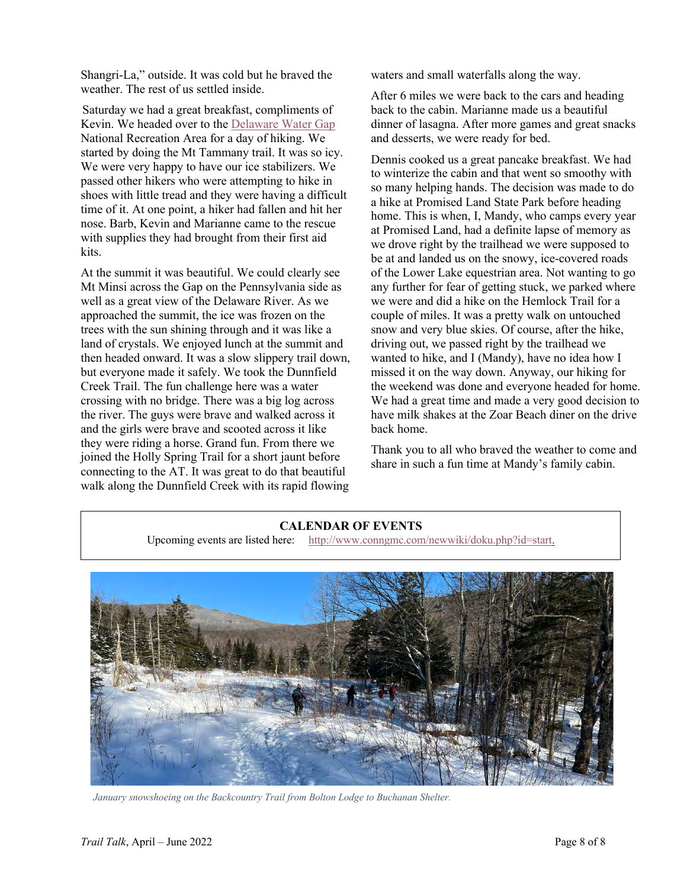Shangri-La," outside. It was cold but he braved the weather. The rest of us settled inside.

Saturday we had a great breakfast, compliments of Kevin. We headed over to the Delaware Water Gap National Recreation Area for a day of hiking. We started by doing the Mt Tammany trail. It was so icy. We were very happy to have our ice stabilizers. We passed other hikers who were attempting to hike in shoes with little tread and they were having a difficult time of it. At one point, a hiker had fallen and hit her nose. Barb, Kevin and Marianne came to the rescue with supplies they had brought from their first aid kits.

At the summit it was beautiful. We could clearly see Mt Minsi across the Gap on the Pennsylvania side as well as a great view of the Delaware River. As we approached the summit, the ice was frozen on the trees with the sun shining through and it was like a land of crystals. We enjoyed lunch at the summit and then headed onward. It was a slow slippery trail down, but everyone made it safely. We took the Dunnfield Creek Trail. The fun challenge here was a water crossing with no bridge. There was a big log across the river. The guys were brave and walked across it and the girls were brave and scooted across it like they were riding a horse. Grand fun. From there we joined the Holly Spring Trail for a short jaunt before connecting to the AT. It was great to do that beautiful walk along the Dunnfield Creek with its rapid flowing waters and small waterfalls along the way.

After 6 miles we were back to the cars and heading back to the cabin. Marianne made us a beautiful dinner of lasagna. After more games and great snacks and desserts, we were ready for bed.

Dennis cooked us a great pancake breakfast. We had to winterize the cabin and that went so smoothy with so many helping hands. The decision was made to do a hike at Promised Land State Park before heading home. This is when, I, Mandy, who camps every year at Promised Land, had a definite lapse of memory as we drove right by the trailhead we were supposed to be at and landed us on the snowy, ice-covered roads of the Lower Lake equestrian area. Not wanting to go any further for fear of getting stuck, we parked where we were and did a hike on the Hemlock Trail for a couple of miles. It was a pretty walk on untouched snow and very blue skies. Of course, after the hike, driving out, we passed right by the trailhead we wanted to hike, and I (Mandy), have no idea how I missed it on the way down. Anyway, our hiking for the weekend was done and everyone headed for home. We had a great time and made a very good decision to have milk shakes at the Zoar Beach diner on the drive back home.

Thank you to all who braved the weather to come and share in such a fun time at Mandy's family cabin.

**CALENDAR OF EVENTS**

Upcoming events are listed here: http://www.conngmc.com/newwiki/doku.php?id=start.

*January snowshoeing on the Backcountry Trail from Bolton Lodge to Buchanan Shelter.*